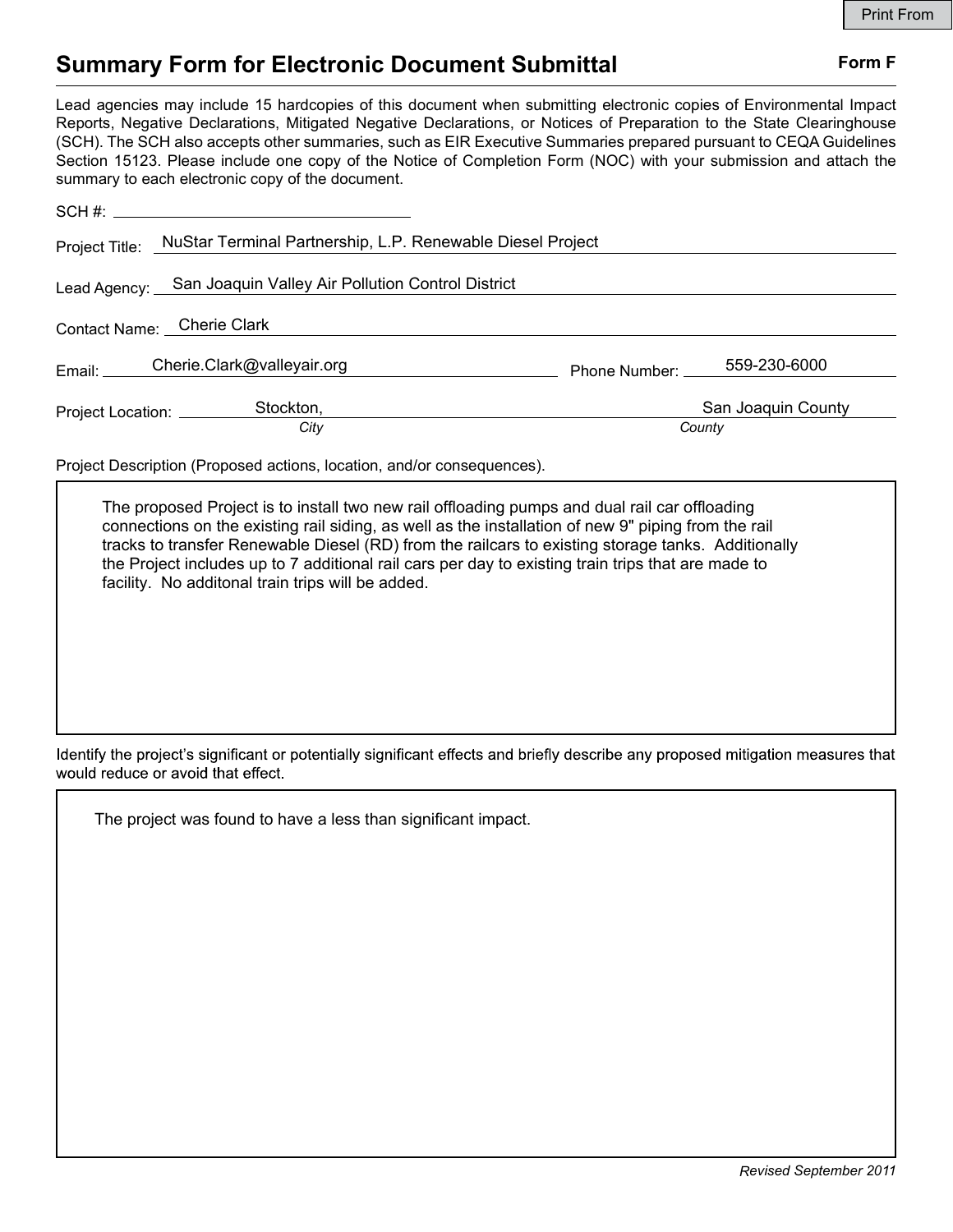Print From

# Summary Form for Electronic Document Submittal

**Form F**

Lead agencies may include 15 hardcopies of this document when submitting electronic copies of Environmental Impact Reports, Negative Declarations, Mitigated Negative Declarations, or Notices of Preparation to the State Clearinghouse (SCH). The SCH also accepts other summaries, such as EIR Executive Summaries prepared pursuant to CEQA Guidelines Section 15123. Please include one copy of the Notice of Completion Form (NOC) with your submission and attach the summary to each electronic copy of the document.

SCH #: ______________________

Project Title: NuStar Terminal Partnership, L.P. Renewable Diesel Project

Lead Agency: San Joaquin Valley Air Pollution Control District

Contact Name: Cherie Clark

Email: Cherie.Clark@valleyair.org

Phone Number: 559-230-6000

Project Location: Stockton, (*City*) San Joaquin County (*County*)

Project Description (Proposed actions, location, and/or consequences).

The proposed Project is to install two new rail offloading pumps and dual rail car offloading connections on the existing rail siding, as well as the installation of new 9" piping from the rail tracks to transfer Renewable Diesel (RD) from the railcars to existing storage tanks. Additionally the Project includes up to 7 additional rail cars per day to existing train trips that are made to facility. No additonal train trips will be added.

Identify the project's significant or potentially significant effects and briefly describe any proposed mitigation measures that would reduce or avoid that effect.

The project was found to have a less than significant impact.

*Revised September 2011*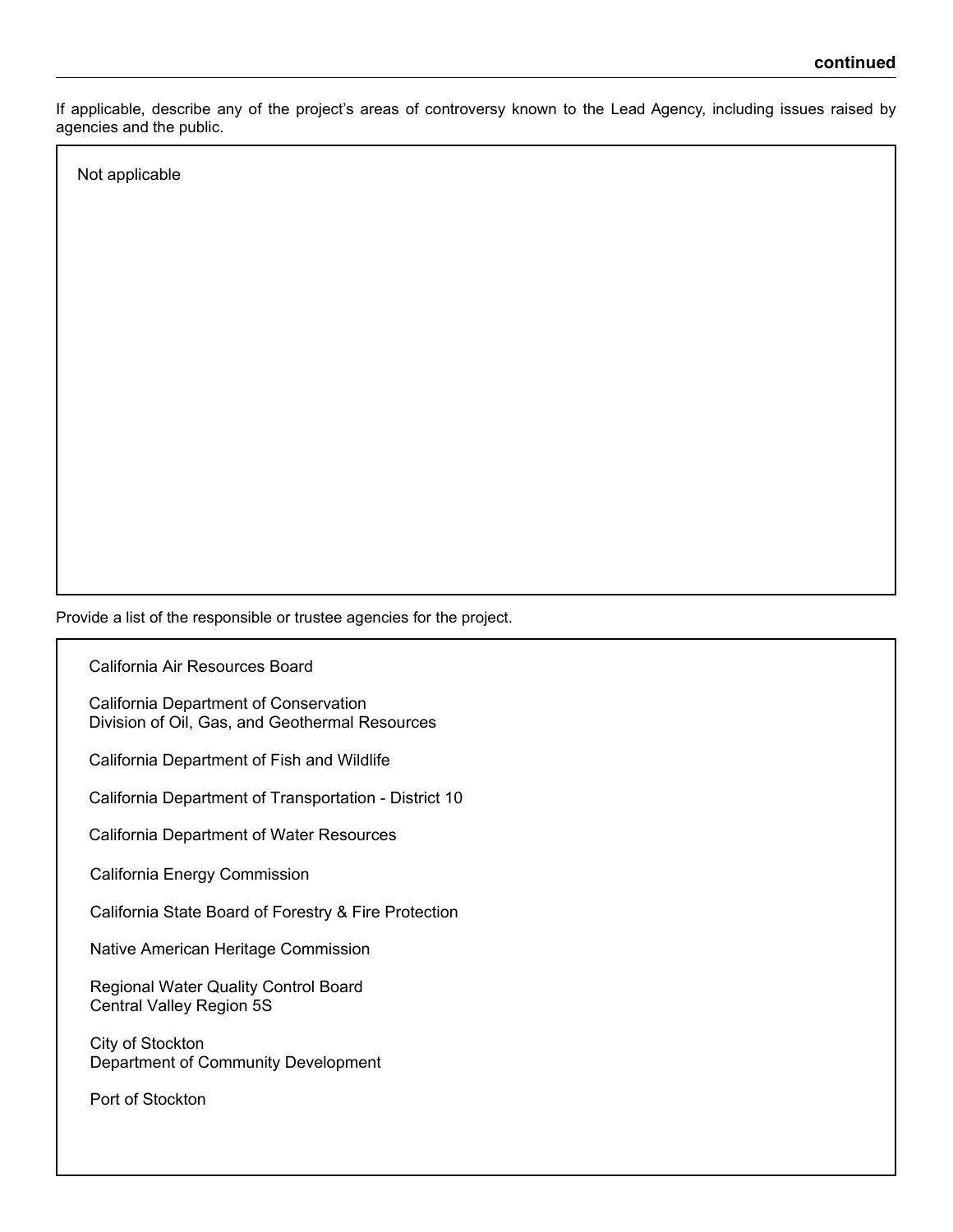**continued**

If applicable, describe any of the project's areas of controversy known to the Lead Agency, including issues raised by agencies and the public.

Not applicable

Provide a list of the responsible or trustee agencies for the project.

California Air Resources Board

California Department of Conservation
Division of Oil, Gas, and Geothermal Resources

California Department of Fish and Wildlife

California Department of Transportation - District 10

California Department of Water Resources

California Energy Commission

California State Board of Forestry & Fire Protection

Native American Heritage Commission

Regional Water Quality Control Board
Central Valley Region 5S

City of Stockton
Department of Community Development

Port of Stockton